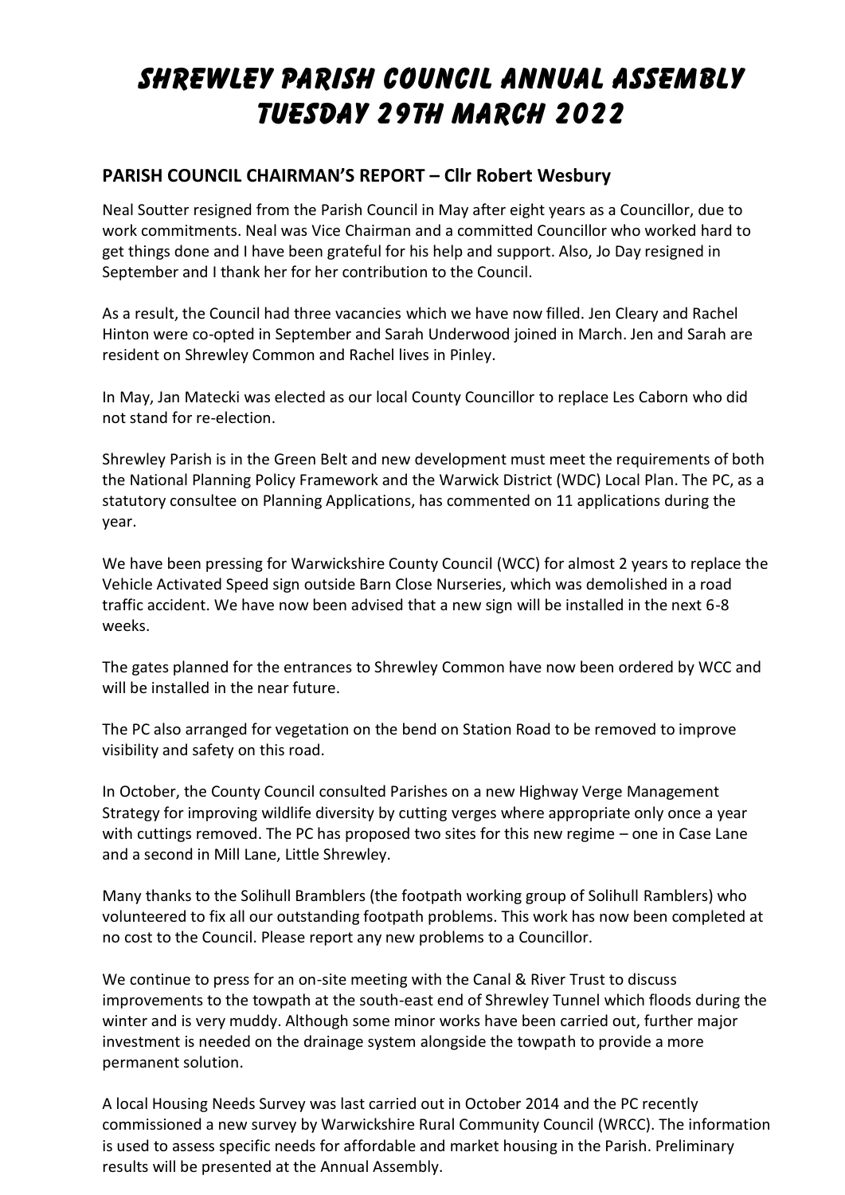# SHREWLEY PARISH COUNCIL ANNUAL ASSEMBLY TUESDAY 29TH MARCH 2022

## PARISH COUNCIL CHAIRMAN'S REPORT – Cllr Robert Wesbury

Neal Soutter resigned from the Parish Council in May after eight years as a Councillor, due to work commitments. Neal was Vice Chairman and a committed Councillor who worked hard to get things done and I have been grateful for his help and support. Also, Jo Day resigned in September and I thank her for her contribution to the Council.

As a result, the Council had three vacancies which we have now filled. Jen Cleary and Rachel Hinton were co-opted in September and Sarah Underwood joined in March. Jen and Sarah are resident on Shrewley Common and Rachel lives in Pinley.

In May, Jan Matecki was elected as our local County Councillor to replace Les Caborn who did not stand for re-election.

Shrewley Parish is in the Green Belt and new development must meet the requirements of both the National Planning Policy Framework and the Warwick District (WDC) Local Plan. The PC, as a statutory consultee on Planning Applications, has commented on 11 applications during the year.

We have been pressing for Warwickshire County Council (WCC) for almost 2 years to replace the Vehicle Activated Speed sign outside Barn Close Nurseries, which was demolished in a road traffic accident. We have now been advised that a new sign will be installed in the next 6-8 weeks.

The gates planned for the entrances to Shrewley Common have now been ordered by WCC and will be installed in the near future.

The PC also arranged for vegetation on the bend on Station Road to be removed to improve visibility and safety on this road.

In October, the County Council consulted Parishes on a new Highway Verge Management Strategy for improving wildlife diversity by cutting verges where appropriate only once a year with cuttings removed. The PC has proposed two sites for this new regime – one in Case Lane and a second in Mill Lane, Little Shrewley.

Many thanks to the Solihull Bramblers (the footpath working group of Solihull Ramblers) who volunteered to fix all our outstanding footpath problems. This work has now been completed at no cost to the Council. Please report any new problems to a Councillor.

We continue to press for an on-site meeting with the Canal & River Trust to discuss improvements to the towpath at the south-east end of Shrewley Tunnel which floods during the winter and is very muddy. Although some minor works have been carried out, further major investment is needed on the drainage system alongside the towpath to provide a more permanent solution.

A local Housing Needs Survey was last carried out in October 2014 and the PC recently commissioned a new survey by Warwickshire Rural Community Council (WRCC). The information is used to assess specific needs for affordable and market housing in the Parish. Preliminary results will be presented at the Annual Assembly.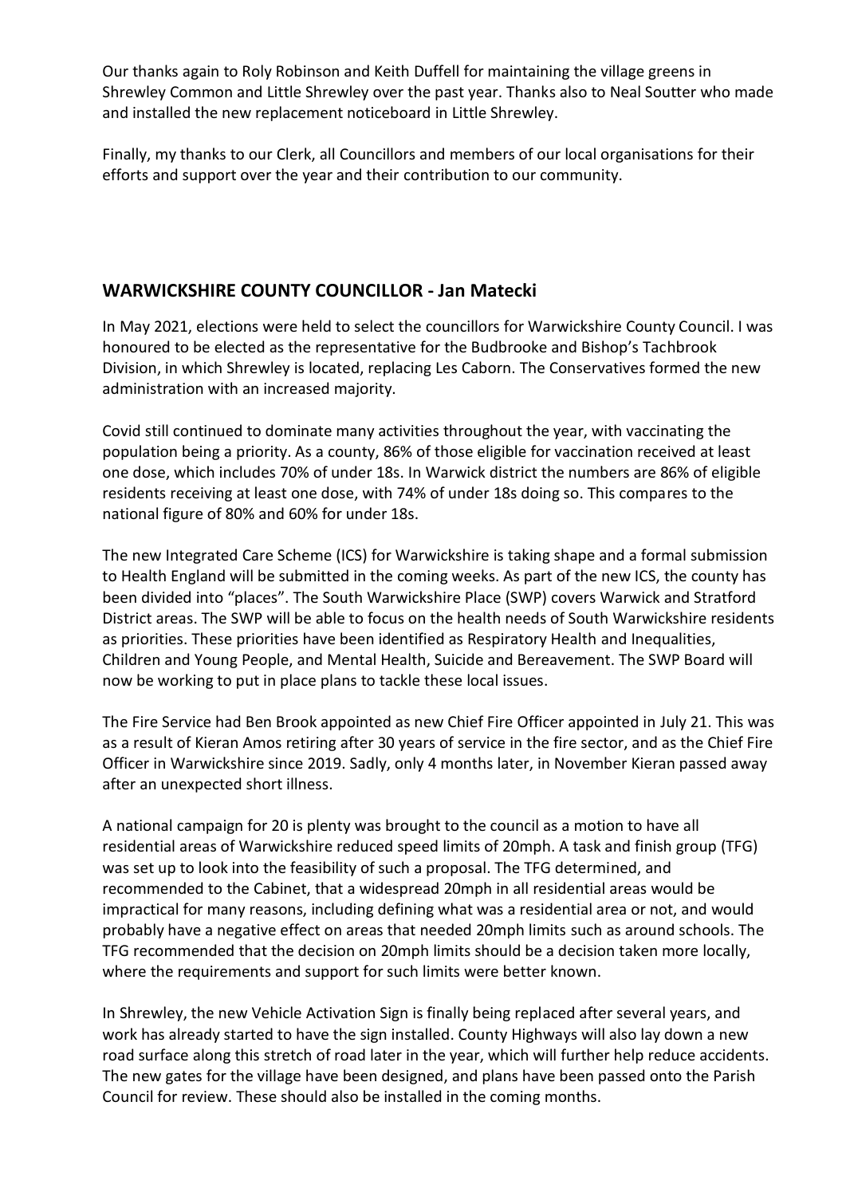Our thanks again to Roly Robinson and Keith Duffell for maintaining the village greens in Shrewley Common and Little Shrewley over the past year. Thanks also to Neal Soutter who made and installed the new replacement noticeboard in Little Shrewley.

Finally, my thanks to our Clerk, all Councillors and members of our local organisations for their efforts and support over the year and their contribution to our community.

## WARWICKSHIRE COUNTY COUNCILLOR - Jan Matecki

In May 2021, elections were held to select the councillors for Warwickshire County Council. I was honoured to be elected as the representative for the Budbrooke and Bishop's Tachbrook Division, in which Shrewley is located, replacing Les Caborn. The Conservatives formed the new administration with an increased majority.

Covid still continued to dominate many activities throughout the year, with vaccinating the population being a priority. As a county, 86% of those eligible for vaccination received at least one dose, which includes 70% of under 18s. In Warwick district the numbers are 86% of eligible residents receiving at least one dose, with 74% of under 18s doing so. This compares to the national figure of 80% and 60% for under 18s.

The new Integrated Care Scheme (ICS) for Warwickshire is taking shape and a formal submission to Health England will be submitted in the coming weeks. As part of the new ICS, the county has been divided into "places". The South Warwickshire Place (SWP) covers Warwick and Stratford District areas. The SWP will be able to focus on the health needs of South Warwickshire residents as priorities. These priorities have been identified as Respiratory Health and Inequalities, Children and Young People, and Mental Health, Suicide and Bereavement. The SWP Board will now be working to put in place plans to tackle these local issues.

The Fire Service had Ben Brook appointed as new Chief Fire Officer appointed in July 21. This was as a result of Kieran Amos retiring after 30 years of service in the fire sector, and as the Chief Fire Officer in Warwickshire since 2019. Sadly, only 4 months later, in November Kieran passed away after an unexpected short illness.

A national campaign for 20 is plenty was brought to the council as a motion to have all residential areas of Warwickshire reduced speed limits of 20mph. A task and finish group (TFG) was set up to look into the feasibility of such a proposal. The TFG determined, and recommended to the Cabinet, that a widespread 20mph in all residential areas would be impractical for many reasons, including defining what was a residential area or not, and would probably have a negative effect on areas that needed 20mph limits such as around schools. The TFG recommended that the decision on 20mph limits should be a decision taken more locally, where the requirements and support for such limits were better known.

In Shrewley, the new Vehicle Activation Sign is finally being replaced after several years, and work has already started to have the sign installed. County Highways will also lay down a new road surface along this stretch of road later in the year, which will further help reduce accidents. The new gates for the village have been designed, and plans have been passed onto the Parish Council for review. These should also be installed in the coming months.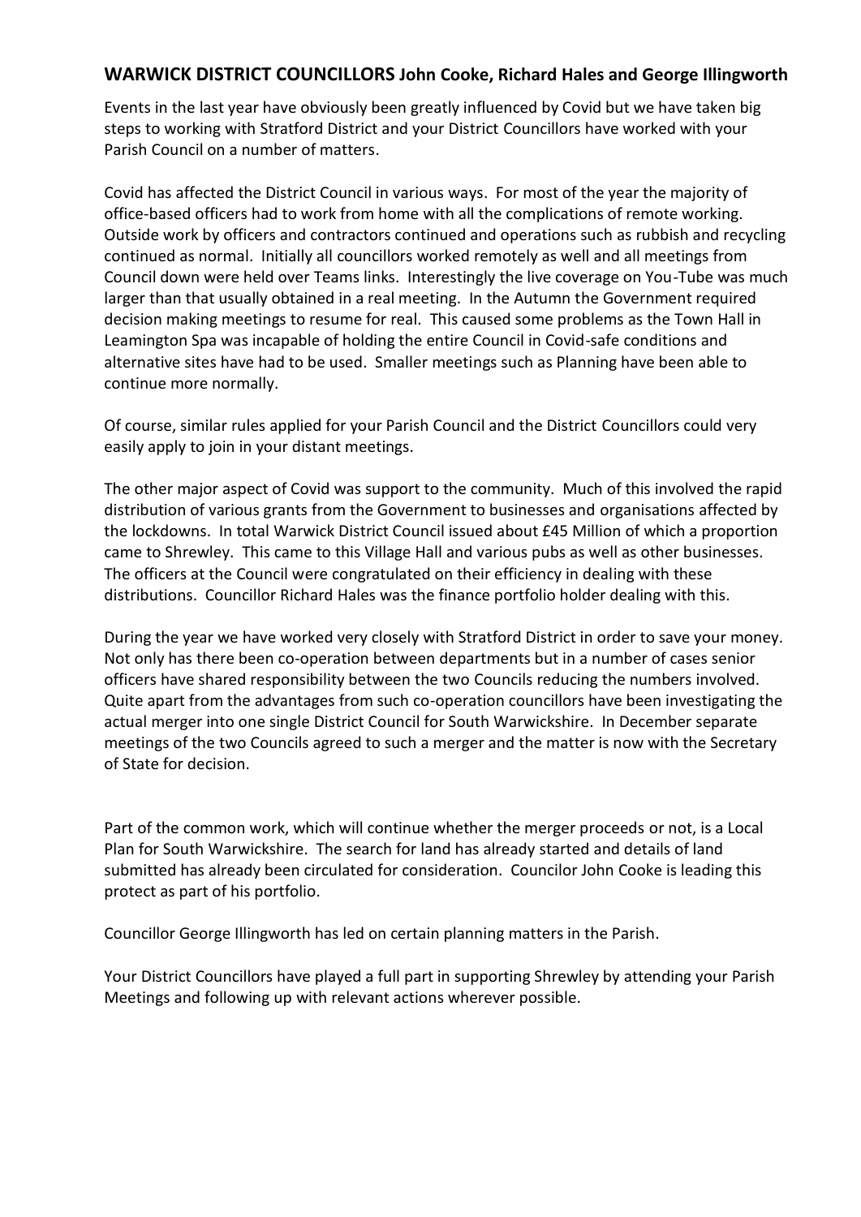## WARWICK DISTRICT COUNCILLORS John Cooke, Richard Hales and George Illingworth

Events in the last year have obviously been greatly influenced by Covid but we have taken big steps to working with Stratford District and your District Councillors have worked with your Parish Council on a number of matters.

Covid has affected the District Council in various ways. For most of the year the majority of office-based officers had to work from home with all the complications of remote working. Outside work by officers and contractors continued and operations such as rubbish and recycling continued as normal. Initially all councillors worked remotely as well and all meetings from Council down were held over Teams links. Interestingly the live coverage on You-Tube was much larger than that usually obtained in a real meeting. In the Autumn the Government required decision making meetings to resume for real. This caused some problems as the Town Hall in Leamington Spa was incapable of holding the entire Council in Covid-safe conditions and alternative sites have had to be used. Smaller meetings such as Planning have been able to continue more normally.

Of course, similar rules applied for your Parish Council and the District Councillors could very easily apply to join in your distant meetings.

The other major aspect of Covid was support to the community. Much of this involved the rapid distribution of various grants from the Government to businesses and organisations affected by the lockdowns. In total Warwick District Council issued about £45 Million of which a proportion came to Shrewley. This came to this Village Hall and various pubs as well as other businesses. The officers at the Council were congratulated on their efficiency in dealing with these distributions. Councillor Richard Hales was the finance portfolio holder dealing with this.

During the year we have worked very closely with Stratford District in order to save your money. Not only has there been co-operation between departments but in a number of cases senior officers have shared responsibility between the two Councils reducing the numbers involved. Quite apart from the advantages from such co-operation councillors have been investigating the actual merger into one single District Council for South Warwickshire. In December separate meetings of the two Councils agreed to such a merger and the matter is now with the Secretary of State for decision.

Part of the common work, which will continue whether the merger proceeds or not, is a Local Plan for South Warwickshire. The search for land has already started and details of land submitted has already been circulated for consideration. Councilor John Cooke is leading this protect as part of his portfolio.

Councillor George Illingworth has led on certain planning matters in the Parish.

Your District Councillors have played a full part in supporting Shrewley by attending your Parish Meetings and following up with relevant actions wherever possible.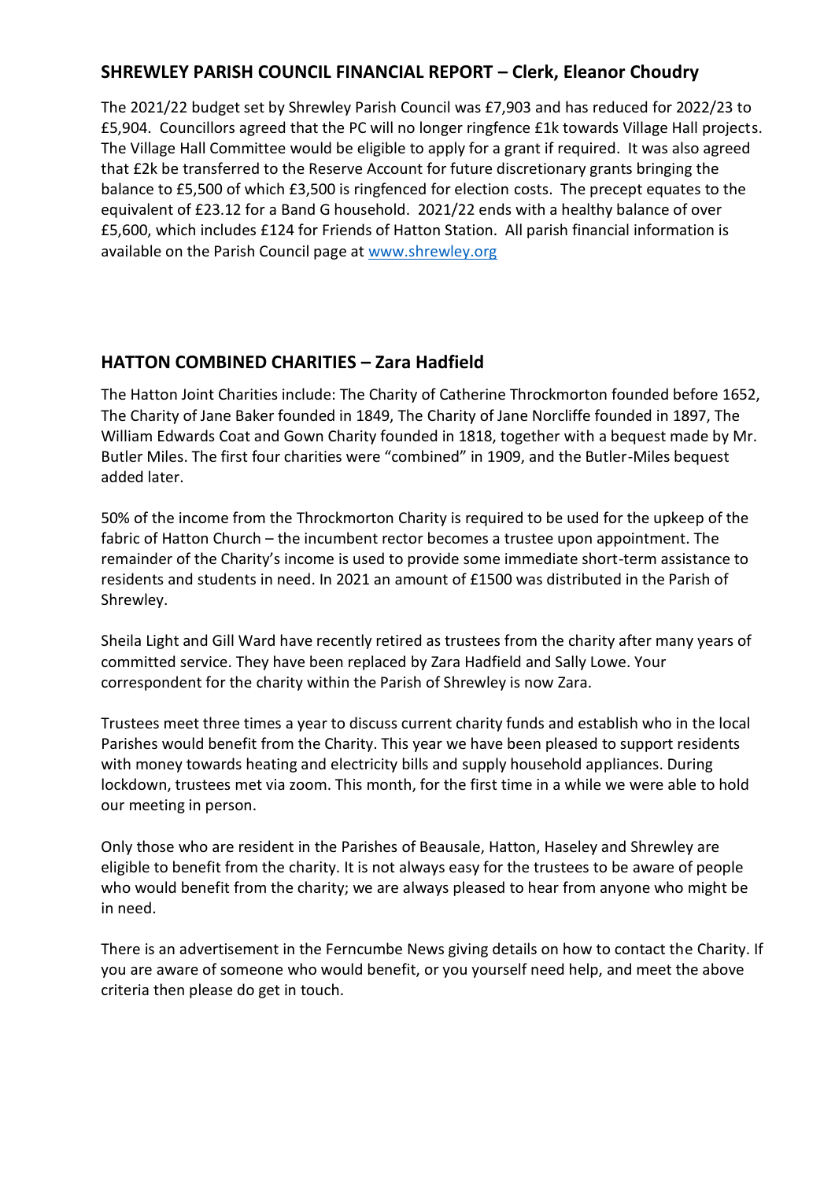## SHREWLEY PARISH COUNCIL FINANCIAL REPORT – Clerk, Eleanor Choudry

The 2021/22 budget set by Shrewley Parish Council was £7,903 and has reduced for 2022/23 to £5,904. Councillors agreed that the PC will no longer ringfence £1k towards Village Hall projects. The Village Hall Committee would be eligible to apply for a grant if required. It was also agreed that £2k be transferred to the Reserve Account for future discretionary grants bringing the balance to £5,500 of which £3,500 is ringfenced for election costs. The precept equates to the equivalent of £23.12 for a Band G household. 2021/22 ends with a healthy balance of over £5,600, which includes £124 for Friends of Hatton Station. All parish financial information is available on the Parish Council page at [www.shrewley.org](http://www.shrewley.org)

## HATTON COMBINED CHARITIES – Zara Hadfield

The Hatton Joint Charities include: The Charity of Catherine Throckmorton founded before 1652, The Charity of Jane Baker founded in 1849, The Charity of Jane Norcliffe founded in 1897, The William Edwards Coat and Gown Charity founded in 1818, together with a bequest made by Mr. Butler Miles. The first four charities were "combined" in 1909, and the Butler-Miles bequest added later.

50% of the income from the Throckmorton Charity is required to be used for the upkeep of the fabric of Hatton Church – the incumbent rector becomes a trustee upon appointment. The remainder of the Charity's income is used to provide some immediate short-term assistance to residents and students in need. In 2021 an amount of £1500 was distributed in the Parish of Shrewley.

Sheila Light and Gill Ward have recently retired as trustees from the charity after many years of committed service. They have been replaced by Zara Hadfield and Sally Lowe. Your correspondent for the charity within the Parish of Shrewley is now Zara.

Trustees meet three times a year to discuss current charity funds and establish who in the local Parishes would benefit from the Charity. This year we have been pleased to support residents with money towards heating and electricity bills and supply household appliances. During lockdown, trustees met via zoom. This month, for the first time in a while we were able to hold our meeting in person.

Only those who are resident in the Parishes of Beausale, Hatton, Haseley and Shrewley are eligible to benefit from the charity. It is not always easy for the trustees to be aware of people who would benefit from the charity; we are always pleased to hear from anyone who might be in need.

There is an advertisement in the Ferncumbe News giving details on how to contact the Charity. If you are aware of someone who would benefit, or you yourself need help, and meet the above criteria then please do get in touch.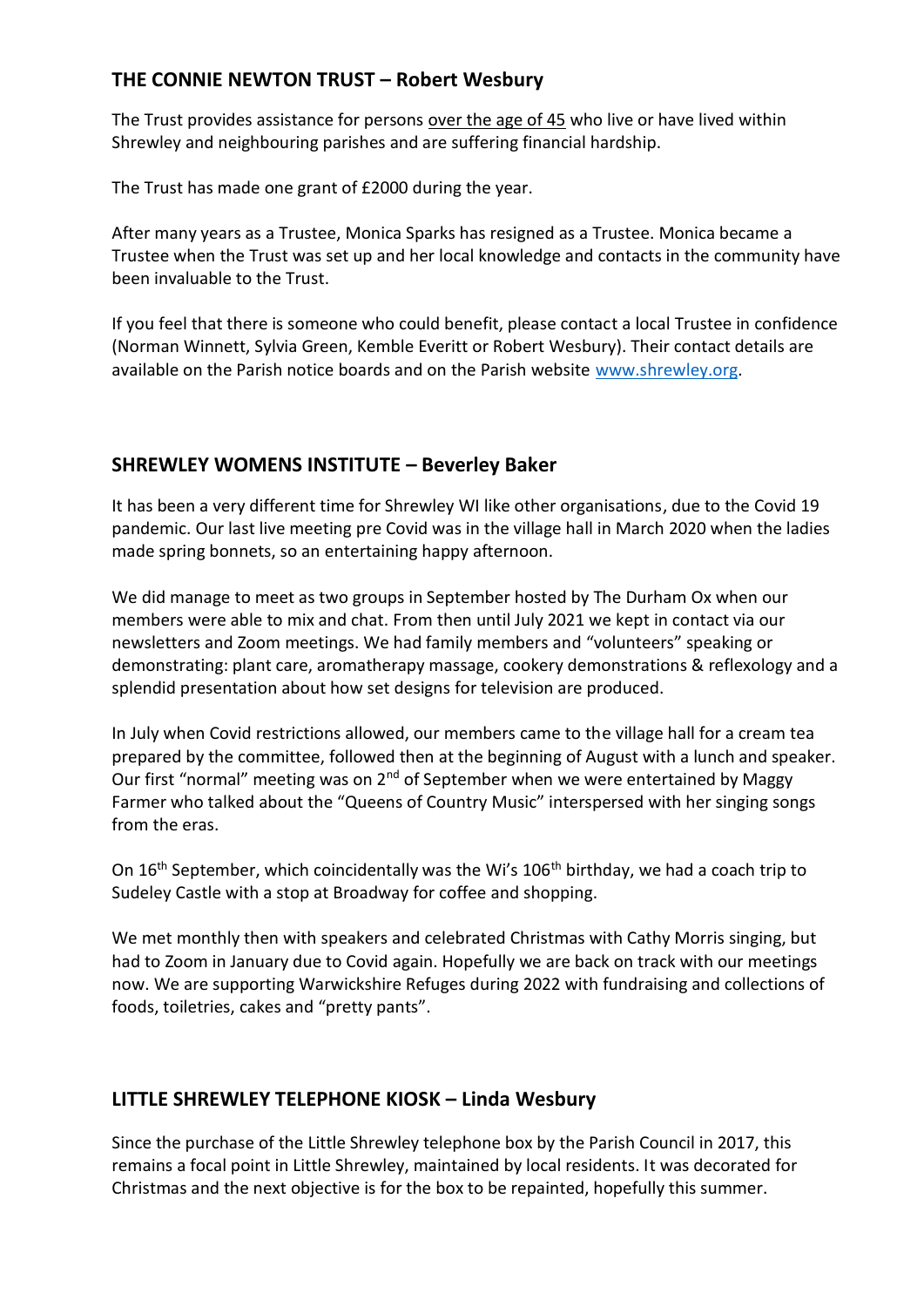## THE CONNIE NEWTON TRUST – Robert Wesbury

The Trust provides assistance for persons <u>over the age of 45</u> who live or have lived within Shrewley and neighbouring parishes and are suffering financial hardship.

The Trust has made one grant of £2000 during the year.

After many years as a Trustee, Monica Sparks has resigned as a Trustee. Monica became a Trustee when the Trust was set up and her local knowledge and contacts in the community have been invaluable to the Trust.

If you feel that there is someone who could benefit, please contact a local Trustee in confidence (Norman Winnett, Sylvia Green, Kemble Everitt or Robert Wesbury). Their contact details are available on the Parish notice boards and on the Parish website [www.shrewley.org](http://www.shrewley.org).

## SHREWLEY WOMENS INSTITUTE – Beverley Baker

It has been a very different time for Shrewley WI like other organisations, due to the Covid 19 pandemic. Our last live meeting pre Covid was in the village hall in March 2020 when the ladies made spring bonnets, so an entertaining happy afternoon.

We did manage to meet as two groups in September hosted by The Durham Ox when our members were able to mix and chat. From then until July 2021 we kept in contact via our newsletters and Zoom meetings. We had family members and "volunteers" speaking or demonstrating: plant care, aromatherapy massage, cookery demonstrations & reflexology and a splendid presentation about how set designs for television are produced.

In July when Covid restrictions allowed, our members came to the village hall for a cream tea prepared by the committee, followed then at the beginning of August with a lunch and speaker. Our first "normal" meeting was on 2nd of September when we were entertained by Maggy Farmer who talked about the "Queens of Country Music" interspersed with her singing songs from the eras.

On 16th September, which coincidentally was the Wi's 106th birthday, we had a coach trip to Sudeley Castle with a stop at Broadway for coffee and shopping.

We met monthly then with speakers and celebrated Christmas with Cathy Morris singing, but had to Zoom in January due to Covid again. Hopefully we are back on track with our meetings now. We are supporting Warwickshire Refuges during 2022 with fundraising and collections of foods, toiletries, cakes and "pretty pants".

## LITTLE SHREWLEY TELEPHONE KIOSK – Linda Wesbury

Since the purchase of the Little Shrewley telephone box by the Parish Council in 2017, this remains a focal point in Little Shrewley, maintained by local residents. It was decorated for Christmas and the next objective is for the box to be repainted, hopefully this summer.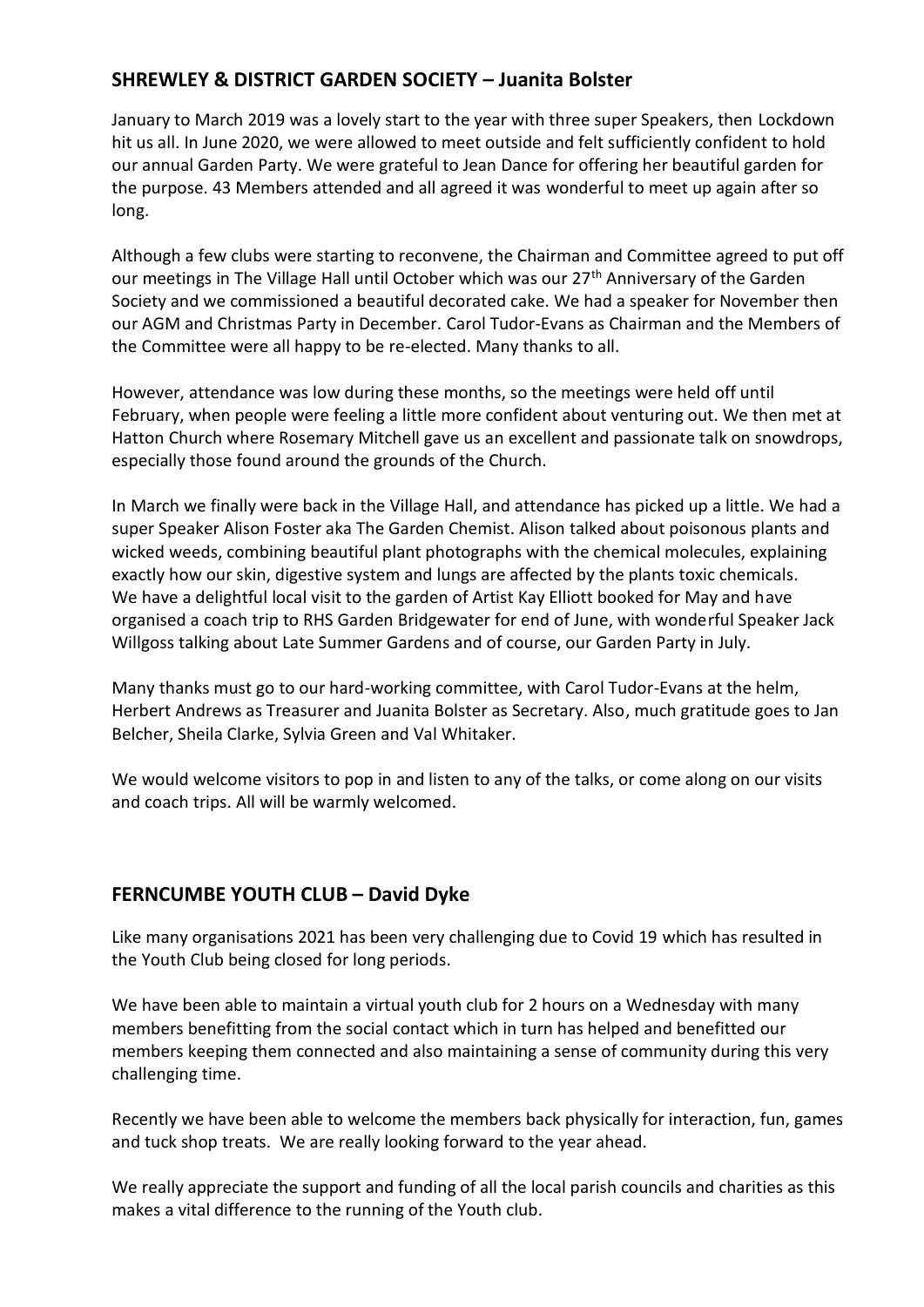## SHREWLEY & DISTRICT GARDEN SOCIETY – Juanita Bolster

January to March 2019 was a lovely start to the year with three super Speakers, then Lockdown hit us all. In June 2020, we were allowed to meet outside and felt sufficiently confident to hold our annual Garden Party. We were grateful to Jean Dance for offering her beautiful garden for the purpose. 43 Members attended and all agreed it was wonderful to meet up again after so long.

Although a few clubs were starting to reconvene, the Chairman and Committee agreed to put off our meetings in The Village Hall until October which was our 27th Anniversary of the Garden Society and we commissioned a beautiful decorated cake. We had a speaker for November then our AGM and Christmas Party in December. Carol Tudor-Evans as Chairman and the Members of the Committee were all happy to be re-elected. Many thanks to all.

However, attendance was low during these months, so the meetings were held off until February, when people were feeling a little more confident about venturing out. We then met at Hatton Church where Rosemary Mitchell gave us an excellent and passionate talk on snowdrops, especially those found around the grounds of the Church.

In March we finally were back in the Village Hall, and attendance has picked up a little. We had a super Speaker Alison Foster aka The Garden Chemist. Alison talked about poisonous plants and wicked weeds, combining beautiful plant photographs with the chemical molecules, explaining exactly how our skin, digestive system and lungs are affected by the plants toxic chemicals. We have a delightful local visit to the garden of Artist Kay Elliott booked for May and have organised a coach trip to RHS Garden Bridgewater for end of June, with wonderful Speaker Jack Willgoss talking about Late Summer Gardens and of course, our Garden Party in July.

Many thanks must go to our hard-working committee, with Carol Tudor-Evans at the helm, Herbert Andrews as Treasurer and Juanita Bolster as Secretary. Also, much gratitude goes to Jan Belcher, Sheila Clarke, Sylvia Green and Val Whitaker.

We would welcome visitors to pop in and listen to any of the talks, or come along on our visits and coach trips. All will be warmly welcomed.

## FERNCUMBE YOUTH CLUB – David Dyke

Like many organisations 2021 has been very challenging due to Covid 19 which has resulted in the Youth Club being closed for long periods.

We have been able to maintain a virtual youth club for 2 hours on a Wednesday with many members benefitting from the social contact which in turn has helped and benefitted our members keeping them connected and also maintaining a sense of community during this very challenging time.

Recently we have been able to welcome the members back physically for interaction, fun, games and tuck shop treats. We are really looking forward to the year ahead.

We really appreciate the support and funding of all the local parish councils and charities as this makes a vital difference to the running of the Youth club.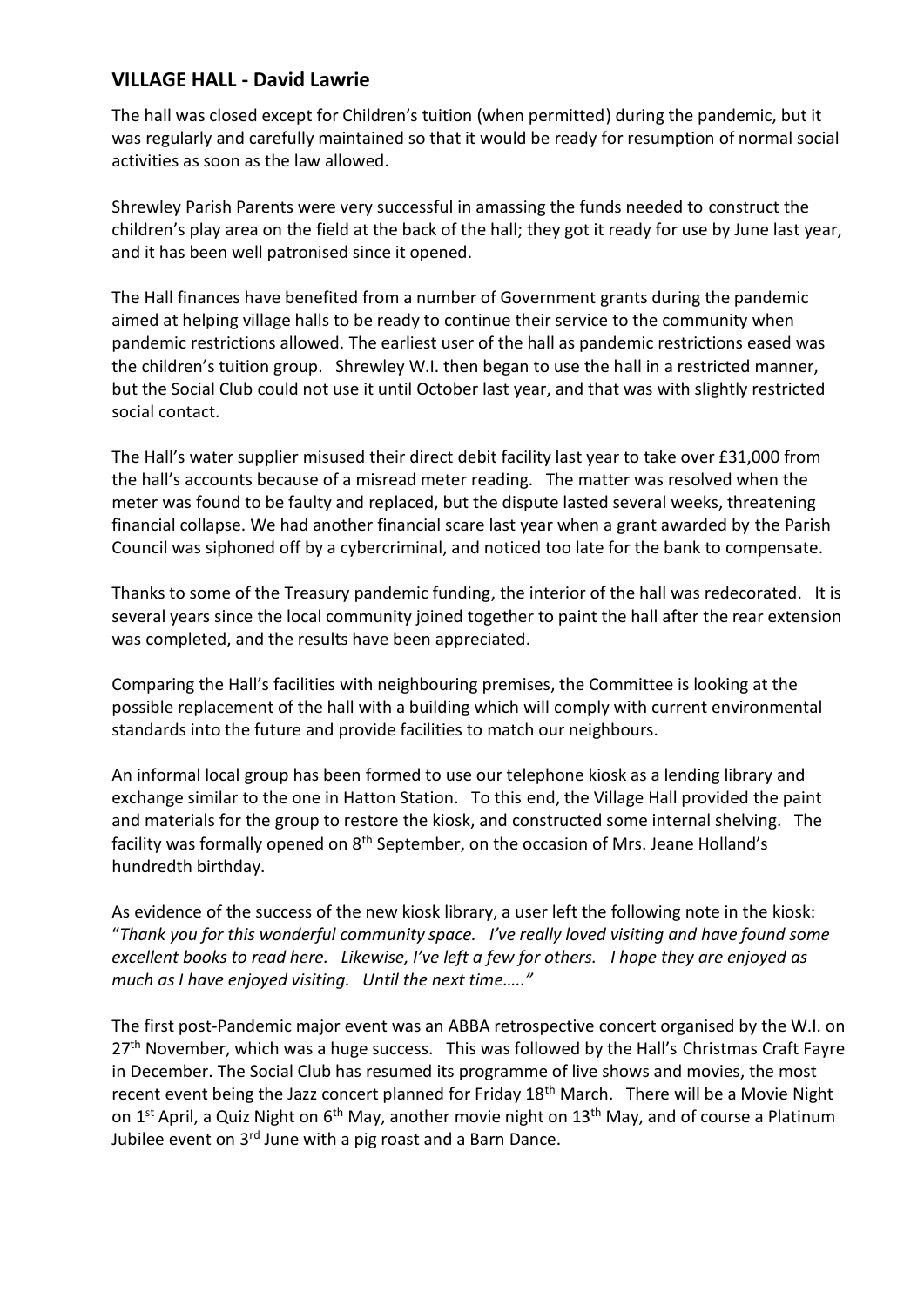## VILLAGE HALL - David Lawrie

The hall was closed except for Children's tuition (when permitted) during the pandemic, but it was regularly and carefully maintained so that it would be ready for resumption of normal social activities as soon as the law allowed.

Shrewley Parish Parents were very successful in amassing the funds needed to construct the children's play area on the field at the back of the hall; they got it ready for use by June last year, and it has been well patronised since it opened.

The Hall finances have benefited from a number of Government grants during the pandemic aimed at helping village halls to be ready to continue their service to the community when pandemic restrictions allowed. The earliest user of the hall as pandemic restrictions eased was the children's tuition group. Shrewley W.I. then began to use the hall in a restricted manner, but the Social Club could not use it until October last year, and that was with slightly restricted social contact.

The Hall's water supplier misused their direct debit facility last year to take over £31,000 from the hall's accounts because of a misread meter reading. The matter was resolved when the meter was found to be faulty and replaced, but the dispute lasted several weeks, threatening financial collapse. We had another financial scare last year when a grant awarded by the Parish Council was siphoned off by a cybercriminal, and noticed too late for the bank to compensate.

Thanks to some of the Treasury pandemic funding, the interior of the hall was redecorated. It is several years since the local community joined together to paint the hall after the rear extension was completed, and the results have been appreciated.

Comparing the Hall's facilities with neighbouring premises, the Committee is looking at the possible replacement of the hall with a building which will comply with current environmental standards into the future and provide facilities to match our neighbours.

An informal local group has been formed to use our telephone kiosk as a lending library and exchange similar to the one in Hatton Station. To this end, the Village Hall provided the paint and materials for the group to restore the kiosk, and constructed some internal shelving. The facility was formally opened on 8th September, on the occasion of Mrs. Jeane Holland's hundredth birthday.

As evidence of the success of the new kiosk library, a user left the following note in the kiosk: "*Thank you for this wonderful community space. I've really loved visiting and have found some excellent books to read here. Likewise, I've left a few for others. I hope they are enjoyed as much as I have enjoyed visiting. Until the next time….."*

The first post-Pandemic major event was an ABBA retrospective concert organised by the W.I. on 27th November, which was a huge success. This was followed by the Hall's Christmas Craft Fayre in December. The Social Club has resumed its programme of live shows and movies, the most recent event being the Jazz concert planned for Friday 18th March. There will be a Movie Night on 1st April, a Quiz Night on 6th May, another movie night on 13th May, and of course a Platinum Jubilee event on 3rd June with a pig roast and a Barn Dance.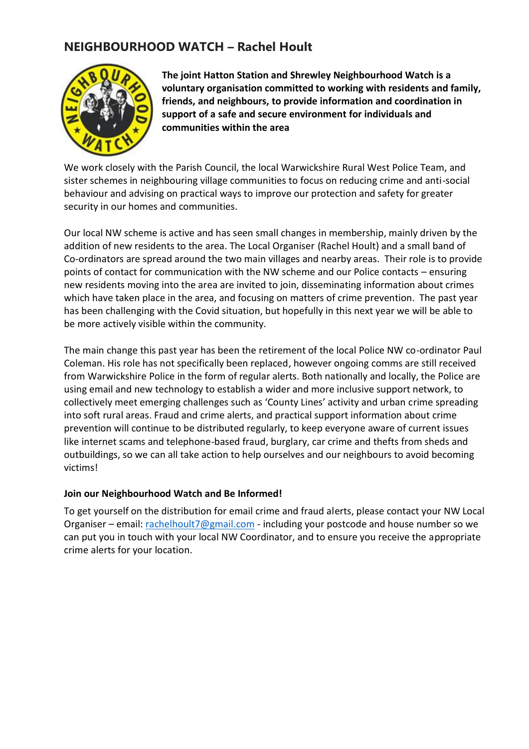## NEIGHBOURHOOD WATCH – Rachel Hoult

**The joint Hatton Station and Shrewley Neighbourhood Watch is a voluntary organisation committed to working with residents and family, friends, and neighbours, to provide information and coordination in support of a safe and secure environment for individuals and communities within the area**

We work closely with the Parish Council, the local Warwickshire Rural West Police Team, and sister schemes in neighbouring village communities to focus on reducing crime and anti-social behaviour and advising on practical ways to improve our protection and safety for greater security in our homes and communities.

Our local NW scheme is active and has seen small changes in membership, mainly driven by the addition of new residents to the area. The Local Organiser (Rachel Hoult) and a small band of Co-ordinators are spread around the two main villages and nearby areas. Their role is to provide points of contact for communication with the NW scheme and our Police contacts – ensuring new residents moving into the area are invited to join, disseminating information about crimes which have taken place in the area, and focusing on matters of crime prevention. The past year has been challenging with the Covid situation, but hopefully in this next year we will be able to be more actively visible within the community.

The main change this past year has been the retirement of the local Police NW co-ordinator Paul Coleman. His role has not specifically been replaced, however ongoing comms are still received from Warwickshire Police in the form of regular alerts. Both nationally and locally, the Police are using email and new technology to establish a wider and more inclusive support network, to collectively meet emerging challenges such as 'County Lines' activity and urban crime spreading into soft rural areas. Fraud and crime alerts, and practical support information about crime prevention will continue to be distributed regularly, to keep everyone aware of current issues like internet scams and telephone-based fraud, burglary, car crime and thefts from sheds and outbuildings, so we can all take action to help ourselves and our neighbours to avoid becoming victims!

**Join our Neighbourhood Watch and Be Informed!**

To get yourself on the distribution for email crime and fraud alerts, please contact your NW Local Organiser – email: rachelhoult7@gmail.com - including your postcode and house number so we can put you in touch with your local NW Coordinator, and to ensure you receive the appropriate crime alerts for your location.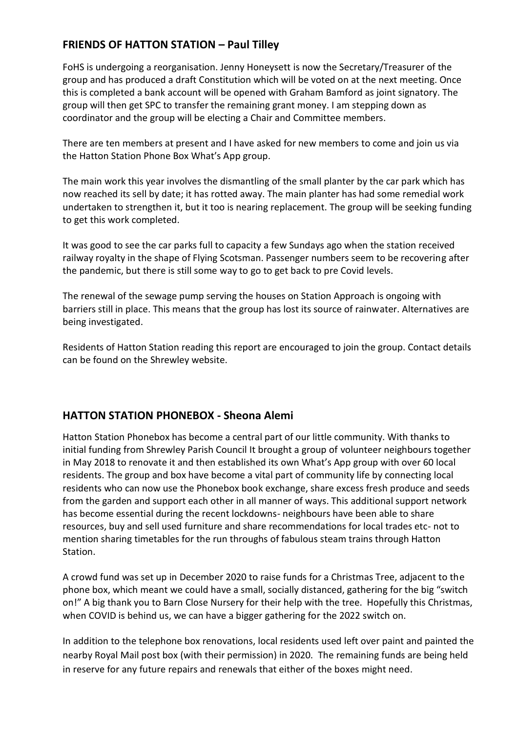## FRIENDS OF HATTON STATION – Paul Tilley

FoHS is undergoing a reorganisation. Jenny Honeysett is now the Secretary/Treasurer of the group and has produced a draft Constitution which will be voted on at the next meeting. Once this is completed a bank account will be opened with Graham Bamford as joint signatory. The group will then get SPC to transfer the remaining grant money. I am stepping down as coordinator and the group will be electing a Chair and Committee members.

There are ten members at present and I have asked for new members to come and join us via the Hatton Station Phone Box What's App group.

The main work this year involves the dismantling of the small planter by the car park which has now reached its sell by date; it has rotted away. The main planter has had some remedial work undertaken to strengthen it, but it too is nearing replacement. The group will be seeking funding to get this work completed.

It was good to see the car parks full to capacity a few Sundays ago when the station received railway royalty in the shape of Flying Scotsman. Passenger numbers seem to be recovering after the pandemic, but there is still some way to go to get back to pre Covid levels.

The renewal of the sewage pump serving the houses on Station Approach is ongoing with barriers still in place. This means that the group has lost its source of rainwater. Alternatives are being investigated.

Residents of Hatton Station reading this report are encouraged to join the group. Contact details can be found on the Shrewley website.

## HATTON STATION PHONEBOX - Sheona Alemi

Hatton Station Phonebox has become a central part of our little community. With thanks to initial funding from Shrewley Parish Council It brought a group of volunteer neighbours together in May 2018 to renovate it and then established its own What's App group with over 60 local residents. The group and box have become a vital part of community life by connecting local residents who can now use the Phonebox book exchange, share excess fresh produce and seeds from the garden and support each other in all manner of ways. This additional support network has become essential during the recent lockdowns- neighbours have been able to share resources, buy and sell used furniture and share recommendations for local trades etc- not to mention sharing timetables for the run throughs of fabulous steam trains through Hatton Station.

A crowd fund was set up in December 2020 to raise funds for a Christmas Tree, adjacent to the phone box, which meant we could have a small, socially distanced, gathering for the big "switch on!" A big thank you to Barn Close Nursery for their help with the tree. Hopefully this Christmas, when COVID is behind us, we can have a bigger gathering for the 2022 switch on.

In addition to the telephone box renovations, local residents used left over paint and painted the nearby Royal Mail post box (with their permission) in 2020. The remaining funds are being held in reserve for any future repairs and renewals that either of the boxes might need.